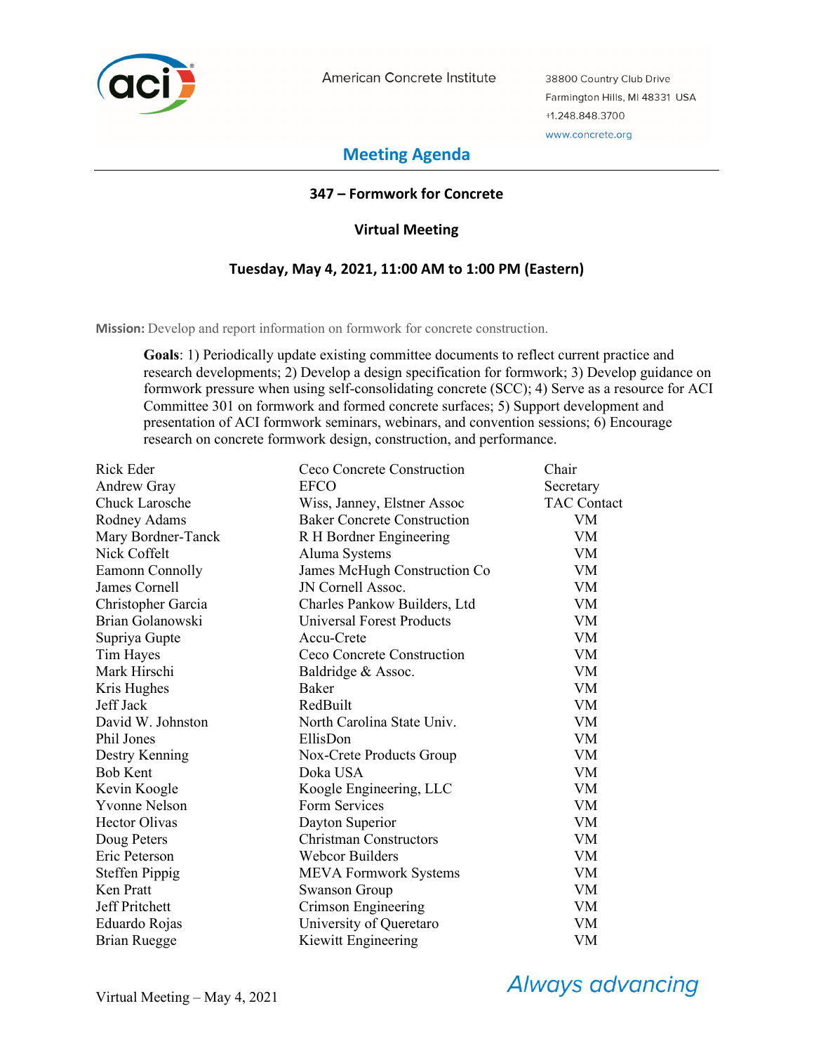American Concrete Institute

38800 Country Club Drive
Farmington Hills, MI 48331 USA
+1.248.848.3700
www.concrete.org

# Meeting Agenda

## 347 – Formwork for Concrete

### Virtual Meeting

### Tuesday, May 4, 2021, 11:00 AM to 1:00 PM (Eastern)

**Mission:** Develop and report information on formwork for concrete construction.

**Goals**: 1) Periodically update existing committee documents to reflect current practice and research developments; 2) Develop a design specification for formwork; 3) Develop guidance on formwork pressure when using self-consolidating concrete (SCC); 4) Serve as a resource for ACI Committee 301 on formwork and formed concrete surfaces; 5) Support development and presentation of ACI formwork seminars, webinars, and convention sessions; 6) Encourage research on concrete formwork design, construction, and performance.

| | | |
|---|---|---|
| Rick Eder | Ceco Concrete Construction | Chair |
| Andrew Gray | EFCO | Secretary |
| Chuck Larosche | Wiss, Janney, Elstner Assoc | TAC Contact |
| Rodney Adams | Baker Concrete Construction | VM |
| Mary Bordner-Tanck | R H Bordner Engineering | VM |
| Nick Coffelt | Aluma Systems | VM |
| Eamonn Connolly | James McHugh Construction Co | VM |
| James Cornell | JN Cornell Assoc. | VM |
| Christopher Garcia | Charles Pankow Builders, Ltd | VM |
| Brian Golanowski | Universal Forest Products | VM |
| Supriya Gupte | Accu-Crete | VM |
| Tim Hayes | Ceco Concrete Construction | VM |
| Mark Hirschi | Baldridge & Assoc. | VM |
| Kris Hughes | Baker | VM |
| Jeff Jack | RedBuilt | VM |
| David W. Johnston | North Carolina State Univ. | VM |
| Phil Jones | EllisDon | VM |
| Destry Kenning | Nox-Crete Products Group | VM |
| Bob Kent | Doka USA | VM |
| Kevin Koogle | Koogle Engineering, LLC | VM |
| Yvonne Nelson | Form Services | VM |
| Hector Olivas | Dayton Superior | VM |
| Doug Peters | Christman Constructors | VM |
| Eric Peterson | Webcor Builders | VM |
| Steffen Pippig | MEVA Formwork Systems | VM |
| Ken Pratt | Swanson Group | VM |
| Jeff Pritchett | Crimson Engineering | VM |
| Eduardo Rojas | University of Queretaro | VM |
| Brian Ruegge | Kiewitt Engineering | VM |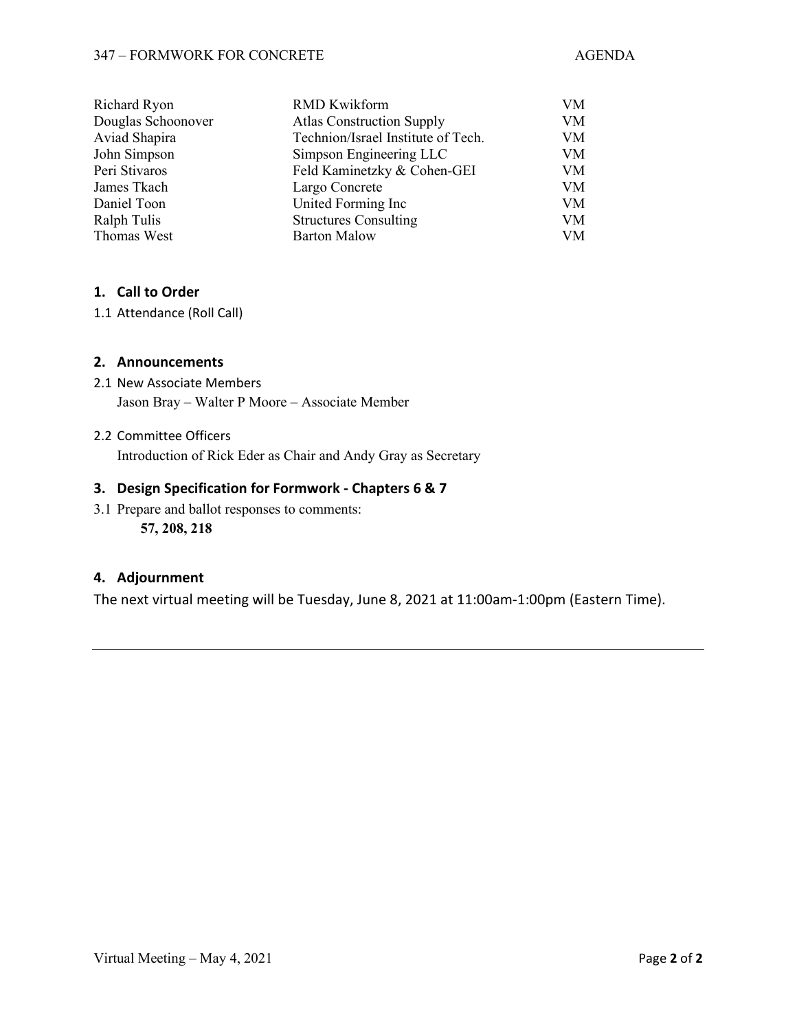| | | |
|---|---|---|
| Richard Ryon | RMD Kwikform | VM |
| Douglas Schoonover | Atlas Construction Supply | VM |
| Aviad Shapira | Technion/Israel Institute of Tech. | VM |
| John Simpson | Simpson Engineering LLC | VM |
| Peri Stivaros | Feld Kaminetzky & Cohen-GEI | VM |
| James Tkach | Largo Concrete | VM |
| Daniel Toon | United Forming Inc | VM |
| Ralph Tulis | Structures Consulting | VM |
| Thomas West | Barton Malow | VM |

## 1. Call to Order

1.1 Attendance (Roll Call)

## 2. Announcements

2.1 New Associate Members

Jason Bray – Walter P Moore – Associate Member

2.2 Committee Officers

Introduction of Rick Eder as Chair and Andy Gray as Secretary

## 3. Design Specification for Formwork - Chapters 6 & 7

3.1 Prepare and ballot responses to comments:

**57, 208, 218**

## 4. Adjournment

The next virtual meeting will be Tuesday, June 8, 2021 at 11:00am-1:00pm (Eastern Time).